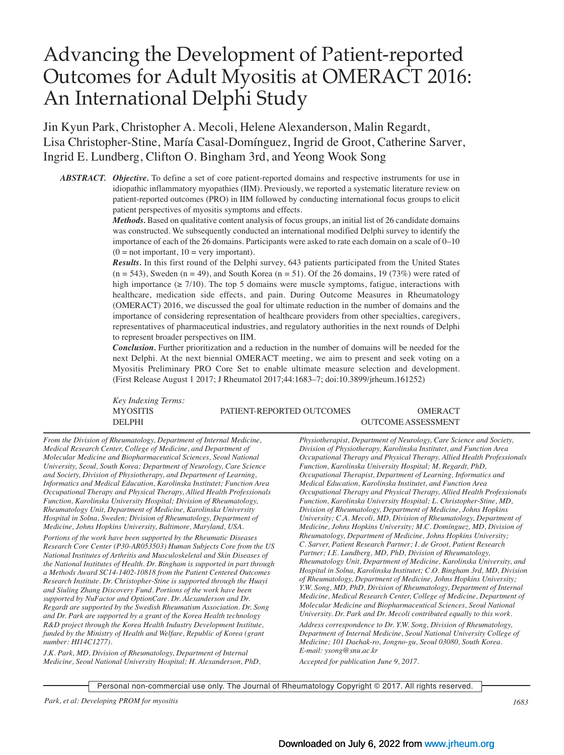# Advancing the Development of Patient-reported Outcomes for Adult Myositis at OMERACT 2016: An International Delphi Study

Jin Kyun Park, Christopher A. Mecoli, Helene Alexanderson, Malin Regardt, Lisa Christopher-Stine, María Casal-Domínguez, Ingrid de Groot, Catherine Sarver, Ingrid E. Lundberg, Clifton O. Bingham 3rd, and Yeong Wook Song

**ABSTRACT.** ***Objective.*** To define a set of core patient-reported domains and respective instruments for use in idiopathic inflammatory myopathies (IIM). Previously, we reported a systematic literature review on patient-reported outcomes (PRO) in IIM followed by conducting international focus groups to elicit patient perspectives of myositis symptoms and effects.

***Methods.*** Based on qualitative content analysis of focus groups, an initial list of 26 candidate domains was constructed. We subsequently conducted an international modified Delphi survey to identify the importance of each of the 26 domains. Participants were asked to rate each domain on a scale of 0–10 (0 = not important, 10 = very important).

***Results.*** In this first round of the Delphi survey, 643 patients participated from the United States (n = 543), Sweden (n = 49), and South Korea (n = 51). Of the 26 domains, 19 (73%) were rated of high importance (≥ 7/10). The top 5 domains were muscle symptoms, fatigue, interactions with healthcare, medication side effects, and pain. During Outcome Measures in Rheumatology (OMERACT) 2016, we discussed the goal for ultimate reduction in the number of domains and the importance of considering representation of healthcare providers from other specialties, caregivers, representatives of pharmaceutical industries, and regulatory authorities in the next rounds of Delphi to represent broader perspectives on IIM.

***Conclusion.*** Further prioritization and a reduction in the number of domains will be needed for the next Delphi. At the next biennial OMERACT meeting, we aim to present and seek voting on a Myositis Preliminary PRO Core Set to enable ultimate measure selection and development. (First Release August 1 2017; J Rheumatol 2017;44:1683–7; doi:10.3899/jrheum.161252)

*Key Indexing Terms:*
MYOSITIS PATIENT-REPORTED OUTCOMES OMERACT
DELPHI OUTCOME ASSESSMENT

*From the Division of Rheumatology, Department of Internal Medicine, Medical Research Center, College of Medicine, and Department of Molecular Medicine and Biopharmaceutical Sciences, Seoul National University, Seoul, South Korea; Department of Neurology, Care Science and Society, Division of Physiotherapy, and Department of Learning, Informatics and Medical Education, Karolinska Institutet; Function Area Occupational Therapy and Physical Therapy, Allied Health Professionals Function, Karolinska University Hospital; Division of Rheumatology, Rheumatology Unit, Department of Medicine, Karolinska University Hospital in Solna, Sweden; Division of Rheumatology, Department of Medicine, Johns Hopkins University, Baltimore, Maryland, USA.*

*Portions of the work have been supported by the Rheumatic Diseases Research Core Center (P30-AR053503) Human Subjects Core from the US National Institutes of Arthritis and Musculoskeletal and Skin Diseases of the National Institutes of Health. Dr. Bingham is supported in part through a Methods Award SC14-1402-10818 from the Patient Centered Outcomes Research Institute. Dr. Christopher-Stine is supported through the Huayi and Siuling Zhang Discovery Fund. Portions of the work have been supported by NuFactor and OptionCare. Dr. Alexanderson and Dr. Regardt are supported by the Swedish Rheumatism Association. Dr. Song and Dr. Park are supported by a grant of the Korea Health technology R&D project through the Korea Health Industry Development Institute, funded by the Ministry of Health and Welfare, Republic of Korea (grant number: HI14C1277).*

*J.K. Park, MD, Division of Rheumatology, Department of Internal Medicine, Seoul National University Hospital; H. Alexanderson, PhD, Physiotherapist, Department of Neurology, Care Science and Society, Division of Physiotherapy, Karolinska Institutet, and Function Area Occupational Therapy and Physical Therapy, Allied Health Professionals Function, Karolinska University Hospital; M. Regardt, PhD, Occupational Therapist, Department of Learning, Informatics and Medical Education, Karolinska Institutet, and Function Area Occupational Therapy and Physical Therapy, Allied Health Professionals Function, Karolinska University Hospital; L. Christopher-Stine, MD, Division of Rheumatology, Department of Medicine, Johns Hopkins University; C.A. Mecoli, MD, Division of Rheumatology, Department of Medicine, Johns Hopkins University; M.C. Domínguez, MD, Division of Rheumatology, Department of Medicine, Johns Hopkins University; C. Sarver, Patient Research Partner; I. de Groot, Patient Research Partner; I.E. Lundberg, MD, PhD, Division of Rheumatology, Rheumatology Unit, Department of Medicine, Karolinska University, and Hospital in Solna, Karolinska Institutet; C.O. Bingham 3rd, MD, Division of Rheumatology, Department of Medicine, Johns Hopkins University; Y.W. Song, MD, PhD, Division of Rheumatology, Department of Internal Medicine, Medical Research Center, College of Medicine, Department of Molecular Medicine and Biopharmaceutical Sciences, Seoul National University. Dr. Park and Dr. Mecoli contributed equally to this work.*

*Address correspondence to Dr. Y.W. Song, Division of Rheumatology, Department of Internal Medicine, Seoul National University College of Medicine; 101 Daehak-ro, Jongno-gu, Seoul 03080, South Korea. E-mail: ysong@snu.ac.kr*

*Accepted for publication June 9, 2017.*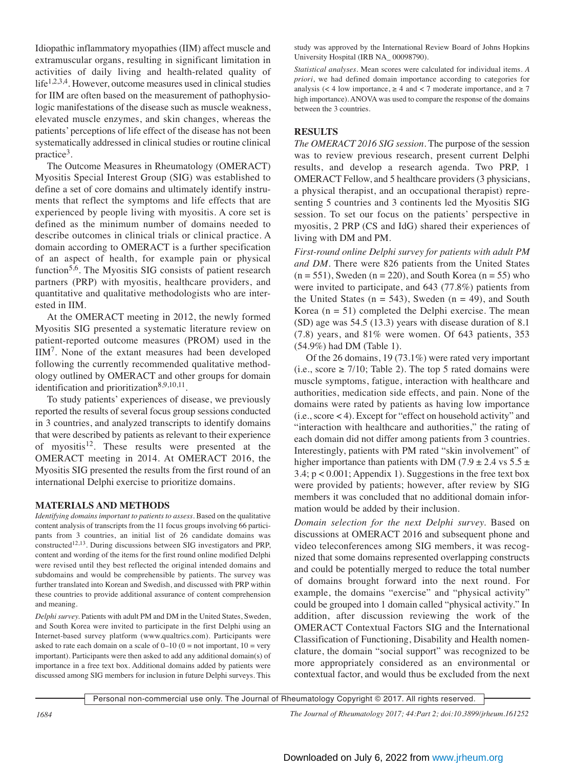Idiopathic inflammatory myopathies (IIM) affect muscle and extramuscular organs, resulting in significant limitation in activities of daily living and health-related quality of life[1,2,3,4]. However, outcome measures used in clinical studies for IIM are often based on the measurement of pathophysiologic manifestations of the disease such as muscle weakness, elevated muscle enzymes, and skin changes, whereas the patients' perceptions of life effect of the disease has not been systematically addressed in clinical studies or routine clinical practice[3].

The Outcome Measures in Rheumatology (OMERACT) Myositis Special Interest Group (SIG) was established to define a set of core domains and ultimately identify instruments that reflect the symptoms and life effects that are experienced by people living with myositis. A core set is defined as the minimum number of domains needed to describe outcomes in clinical trials or clinical practice. A domain according to OMERACT is a further specification of an aspect of health, for example pain or physical function[5,6]. The Myositis SIG consists of patient research partners (PRP) with myositis, healthcare providers, and quantitative and qualitative methodologists who are interested in IIM.

At the OMERACT meeting in 2012, the newly formed Myositis SIG presented a systematic literature review on patient-reported outcome measures (PROM) used in the IIM[7]. None of the extant measures had been developed following the currently recommended qualitative methodology outlined by OMERACT and other groups for domain identification and prioritization[8,9,10,11].

To study patients' experiences of disease, we previously reported the results of several focus group sessions conducted in 3 countries, and analyzed transcripts to identify domains that were described by patients as relevant to their experience of myositis[12]. These results were presented at the OMERACT meeting in 2014. At OMERACT 2016, the Myositis SIG presented the results from the first round of an international Delphi exercise to prioritize domains.

## MATERIALS AND METHODS

*Identifying domains important to patients to assess.* Based on the qualitative content analysis of transcripts from the 11 focus groups involving 66 participants from 3 countries, an initial list of 26 candidate domains was constructed[12,13]. During discussions between SIG investigators and PRP, content and wording of the items for the first round online modified Delphi were revised until they best reflected the original intended domains and subdomains and would be comprehensible by patients. The survey was further translated into Korean and Swedish, and discussed with PRP within these countries to provide additional assurance of content comprehension and meaning.

*Delphi survey.* Patients with adult PM and DM in the United States, Sweden, and South Korea were invited to participate in the first Delphi using an Internet-based survey platform (www.qualtrics.com). Participants were asked to rate each domain on a scale of 0–10 (0 = not important, 10 = very important). Participants were then asked to add any additional domain(s) of importance in a free text box. Additional domains added by patients were discussed among SIG members for inclusion in future Delphi surveys. This study was approved by the International Review Board of Johns Hopkins University Hospital (IRB NA_ 00098790).

*Statistical analyses.* Mean scores were calculated for individual items. *A priori*, we had defined domain importance according to categories for analysis (< 4 low importance, ≥ 4 and < 7 moderate importance, and ≥ 7 high importance). ANOVA was used to compare the response of the domains between the 3 countries.

## RESULTS

*The OMERACT 2016 SIG session.* The purpose of the session was to review previous research, present current Delphi results, and develop a research agenda. Two PRP, 1 OMERACT Fellow, and 5 healthcare providers (3 physicians, a physical therapist, and an occupational therapist) representing 5 countries and 3 continents led the Myositis SIG session. To set our focus on the patients' perspective in myositis, 2 PRP (CS and IdG) shared their experiences of living with DM and PM.

*First-round online Delphi survey for patients with adult PM and DM.* There were 826 patients from the United States (n = 551), Sweden (n = 220), and South Korea (n = 55) who were invited to participate, and 643 (77.8%) patients from the United States (n = 543), Sweden (n = 49), and South Korea (n = 51) completed the Delphi exercise. The mean (SD) age was 54.5 (13.3) years with disease duration of 8.1 (7.8) years, and 81% were women. Of 643 patients, 353 (54.9%) had DM (Table 1).

Of the 26 domains, 19 (73.1%) were rated very important (i.e., score ≥ 7/10; Table 2). The top 5 rated domains were muscle symptoms, fatigue, interaction with healthcare and authorities, medication side effects, and pain. None of the domains were rated by patients as having low importance (i.e., score < 4). Except for "effect on household activity" and "interaction with healthcare and authorities," the rating of each domain did not differ among patients from 3 countries. Interestingly, patients with PM rated "skin involvement" of higher importance than patients with DM ($7.9 \pm 2.4$ vs $5.5 \pm 3.4$; $p < 0.001$; Appendix 1). Suggestions in the free text box were provided by patients; however, after review by SIG members it was concluded that no additional domain information would be added by their inclusion.

*Domain selection for the next Delphi survey.* Based on discussions at OMERACT 2016 and subsequent phone and video teleconferences among SIG members, it was recognized that some domains represented overlapping constructs and could be potentially merged to reduce the total number of domains brought forward into the next round. For example, the domains "exercise" and "physical activity" could be grouped into 1 domain called "physical activity." In addition, after discussion reviewing the work of the OMERACT Contextual Factors SIG and the International Classification of Functioning, Disability and Health nomenclature, the domain "social support" was recognized to be more appropriately considered as an environmental or contextual factor, and would thus be excluded from the next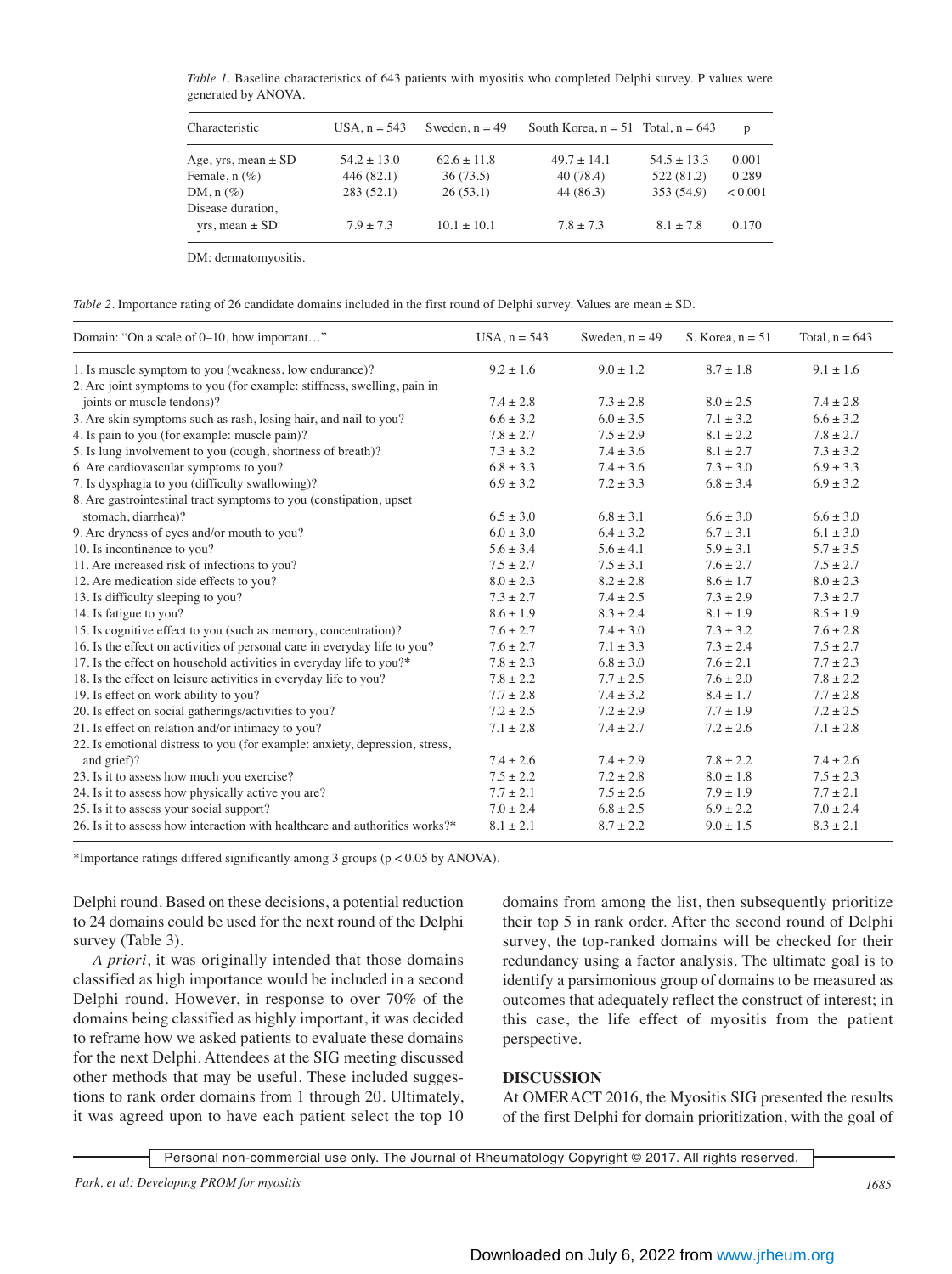*Table 1*. Baseline characteristics of 643 patients with myositis who completed Delphi survey. P values were generated by ANOVA.

| Characteristic | USA, n = 543 | Sweden, n = 49 | South Korea, n = 51 | Total, n = 643 | p |
|---|---|---|---|---|---|
| Age, yrs, mean ± SD | 54.2 ± 13.0 | 62.6 ± 11.8 | 49.7 ± 14.1 | 54.5 ± 13.3 | 0.001 |
| Female, n (%) | 446 (82.1) | 36 (73.5) | 40 (78.4) | 522 (81.2) | 0.289 |
| DM, n (%) | 283 (52.1) | 26 (53.1) | 44 (86.3) | 353 (54.9) | < 0.001 |
| Disease duration, yrs, mean ± SD | 7.9 ± 7.3 | 10.1 ± 10.1 | 7.8 ± 7.3 | 8.1 ± 7.8 | 0.170 |

DM: dermatomyositis.

*Table 2*. Importance rating of 26 candidate domains included in the first round of Delphi survey. Values are mean ± SD.

| Domain: "On a scale of 0–10, how important…" | USA, n = 543 | Sweden, n = 49 | S. Korea, n = 51 | Total, n = 643 |
|---|---|---|---|---|
| 1. Is muscle symptom to you (weakness, low endurance)? | 9.2 ± 1.6 | 9.0 ± 1.2 | 8.7 ± 1.8 | 9.1 ± 1.6 |
| 2. Are joint symptoms to you (for example: stiffness, swelling, pain in joints or muscle tendons)? | 7.4 ± 2.8 | 7.3 ± 2.8 | 8.0 ± 2.5 | 7.4 ± 2.8 |
| 3. Are skin symptoms such as rash, losing hair, and nail to you? | 6.6 ± 3.2 | 6.0 ± 3.5 | 7.1 ± 3.2 | 6.6 ± 3.2 |
| 4. Is pain to you (for example: muscle pain)? | 7.8 ± 2.7 | 7.5 ± 2.9 | 8.1 ± 2.2 | 7.8 ± 2.7 |
| 5. Is lung involvement to you (cough, shortness of breath)? | 7.3 ± 3.2 | 7.4 ± 3.6 | 8.1 ± 2.7 | 7.3 ± 3.2 |
| 6. Are cardiovascular symptoms to you? | 6.8 ± 3.3 | 7.4 ± 3.6 | 7.3 ± 3.0 | 6.9 ± 3.3 |
| 7. Is dysphagia to you (difficulty swallowing)? | 6.9 ± 3.2 | 7.2 ± 3.3 | 6.8 ± 3.4 | 6.9 ± 3.2 |
| 8. Are gastrointestinal tract symptoms to you (constipation, upset stomach, diarrhea)? | 6.5 ± 3.0 | 6.8 ± 3.1 | 6.6 ± 3.0 | 6.6 ± 3.0 |
| 9. Are dryness of eyes and/or mouth to you? | 6.0 ± 3.0 | 6.4 ± 3.2 | 6.7 ± 3.1 | 6.1 ± 3.0 |
| 10. Is incontinence to you? | 5.6 ± 3.4 | 5.6 ± 4.1 | 5.9 ± 3.1 | 5.7 ± 3.5 |
| 11. Are increased risk of infections to you? | 7.5 ± 2.7 | 7.5 ± 3.1 | 7.6 ± 2.7 | 7.5 ± 2.7 |
| 12. Are medication side effects to you? | 8.0 ± 2.3 | 8.2 ± 2.8 | 8.6 ± 1.7 | 8.0 ± 2.3 |
| 13. Is difficulty sleeping to you? | 7.3 ± 2.7 | 7.4 ± 2.5 | 7.3 ± 2.9 | 7.3 ± 2.7 |
| 14. Is fatigue to you? | 8.6 ± 1.9 | 8.3 ± 2.4 | 8.1 ± 1.9 | 8.5 ± 1.9 |
| 15. Is cognitive effect to you (such as memory, concentration)? | 7.6 ± 2.7 | 7.4 ± 3.0 | 7.3 ± 3.2 | 7.6 ± 2.8 |
| 16. Is the effect on activities of personal care in everyday life to you? | 7.6 ± 2.7 | 7.1 ± 3.3 | 7.3 ± 2.4 | 7.5 ± 2.7 |
| 17. Is the effect on household activities in everyday life to you?* | 7.8 ± 2.3 | 6.8 ± 3.0 | 7.6 ± 2.1 | 7.7 ± 2.3 |
| 18. Is the effect on leisure activities in everyday life to you? | 7.8 ± 2.2 | 7.7 ± 2.5 | 7.6 ± 2.0 | 7.8 ± 2.2 |
| 19. Is effect on work ability to you? | 7.7 ± 2.8 | 7.4 ± 3.2 | 8.4 ± 1.7 | 7.7 ± 2.8 |
| 20. Is effect on social gatherings/activities to you? | 7.2 ± 2.5 | 7.2 ± 2.9 | 7.7 ± 1.9 | 7.2 ± 2.5 |
| 21. Is effect on relation and/or intimacy to you? | 7.1 ± 2.8 | 7.4 ± 2.7 | 7.2 ± 2.6 | 7.1 ± 2.8 |
| 22. Is emotional distress to you (for example: anxiety, depression, stress, and grief)? | 7.4 ± 2.6 | 7.4 ± 2.9 | 7.8 ± 2.2 | 7.4 ± 2.6 |
| 23. Is it to assess how much you exercise? | 7.5 ± 2.2 | 7.2 ± 2.8 | 8.0 ± 1.8 | 7.5 ± 2.3 |
| 24. Is it to assess how physically active you are? | 7.7 ± 2.1 | 7.5 ± 2.6 | 7.9 ± 1.9 | 7.7 ± 2.1 |
| 25. Is it to assess your social support? | 7.0 ± 2.4 | 6.8 ± 2.5 | 6.9 ± 2.2 | 7.0 ± 2.4 |
| 26. Is it to assess how interaction with healthcare and authorities works?* | 8.1 ± 2.1 | 8.7 ± 2.2 | 9.0 ± 1.5 | 8.3 ± 2.1 |

*Importance ratings differed significantly among 3 groups (p < 0.05 by ANOVA).

Delphi round. Based on these decisions, a potential reduction to 24 domains could be used for the next round of the Delphi survey (Table 3).

*A priori*, it was originally intended that those domains classified as high importance would be included in a second Delphi round. However, in response to over 70% of the domains being classified as highly important, it was decided to reframe how we asked patients to evaluate these domains for the next Delphi. Attendees at the SIG meeting discussed other methods that may be useful. These included suggestions to rank order domains from 1 through 20. Ultimately, it was agreed upon to have each patient select the top 10 domains from among the list, then subsequently prioritize their top 5 in rank order. After the second round of Delphi survey, the top-ranked domains will be checked for their redundancy using a factor analysis. The ultimate goal is to identify a parsimonious group of domains to be measured as outcomes that adequately reflect the construct of interest; in this case, the life effect of myositis from the patient perspective.

## DISCUSSION

At OMERACT 2016, the Myositis SIG presented the results of the first Delphi for domain prioritization, with the goal of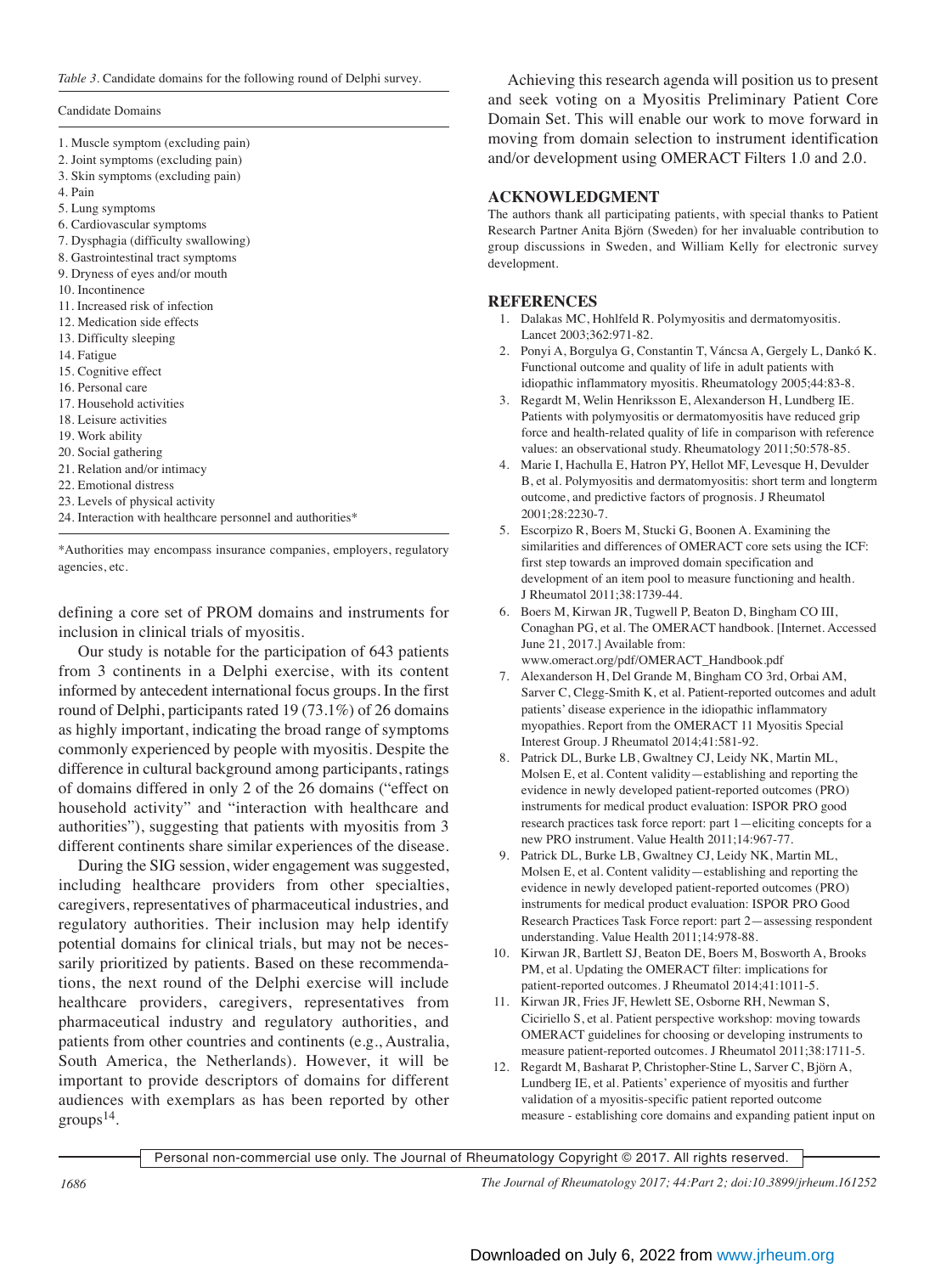*Table 3*. Candidate domains for the following round of Delphi survey.

| Candidate Domains |
|---|
| 1. Muscle symptom (excluding pain) |
| 2. Joint symptoms (excluding pain) |
| 3. Skin symptoms (excluding pain) |
| 4. Pain |
| 5. Lung symptoms |
| 6. Cardiovascular symptoms |
| 7. Dysphagia (difficulty swallowing) |
| 8. Gastrointestinal tract symptoms |
| 9. Dryness of eyes and/or mouth |
| 10. Incontinence |
| 11. Increased risk of infection |
| 12. Medication side effects |
| 13. Difficulty sleeping |
| 14. Fatigue |
| 15. Cognitive effect |
| 16. Personal care |
| 17. Household activities |
| 18. Leisure activities |
| 19. Work ability |
| 20. Social gathering |
| 21. Relation and/or intimacy |
| 22. Emotional distress |
| 23. Levels of physical activity |
| 24. Interaction with healthcare personnel and authorities* |

*Authorities may encompass insurance companies, employers, regulatory agencies, etc.

defining a core set of PROM domains and instruments for inclusion in clinical trials of myositis.

Our study is notable for the participation of 643 patients from 3 continents in a Delphi exercise, with its content informed by antecedent international focus groups. In the first round of Delphi, participants rated 19 (73.1%) of 26 domains as highly important, indicating the broad range of symptoms commonly experienced by people with myositis. Despite the difference in cultural background among participants, ratings of domains differed in only 2 of the 26 domains ("effect on household activity" and "interaction with healthcare and authorities"), suggesting that patients with myositis from 3 different continents share similar experiences of the disease.

During the SIG session, wider engagement was suggested, including healthcare providers from other specialties, caregivers, representatives of pharmaceutical industries, and regulatory authorities. Their inclusion may help identify potential domains for clinical trials, but may not be necessarily prioritized by patients. Based on these recommendations, the next round of the Delphi exercise will include healthcare providers, caregivers, representatives from pharmaceutical industry and regulatory authorities, and patients from other countries and continents (e.g., Australia, South America, the Netherlands). However, it will be important to provide descriptors of domains for different audiences with exemplars as has been reported by other groups[14].

Achieving this research agenda will position us to present and seek voting on a Myositis Preliminary Patient Core Domain Set. This will enable our work to move forward in moving from domain selection to instrument identification and/or development using OMERACT Filters 1.0 and 2.0.

## ACKNOWLEDGMENT

The authors thank all participating patients, with special thanks to Patient Research Partner Anita Björn (Sweden) for her invaluable contribution to group discussions in Sweden, and William Kelly for electronic survey development.

## REFERENCES

1. Dalakas MC, Hohlfeld R. Polymyositis and dermatomyositis. Lancet 2003;362:971-82.
2. Ponyi A, Borgulya G, Constantin T, Váncsa A, Gergely L, Dankó K. Functional outcome and quality of life in adult patients with idiopathic inflammatory myositis. Rheumatology 2005;44:83-8.
3. Regardt M, Welin Henriksson E, Alexanderson H, Lundberg IE. Patients with polymyositis or dermatomyositis have reduced grip force and health-related quality of life in comparison with reference values: an observational study. Rheumatology 2011;50:578-85.
4. Marie I, Hachulla E, Hatron PY, Hellot MF, Levesque H, Devulder B, et al. Polymyositis and dermatomyositis: short term and longterm outcome, and predictive factors of prognosis. J Rheumatol 2001;28:2230-7.
5. Escorpizo R, Boers M, Stucki G, Boonen A. Examining the similarities and differences of OMERACT core sets using the ICF: first step towards an improved domain specification and development of an item pool to measure functioning and health. J Rheumatol 2011;38:1739-44.
6. Boers M, Kirwan JR, Tugwell P, Beaton D, Bingham CO III, Conaghan PG, et al. The OMERACT handbook. [Internet. Accessed June 21, 2017.] Available from: www.omeract.org/pdf/OMERACT_Handbook.pdf
7. Alexanderson H, Del Grande M, Bingham CO 3rd, Orbai AM, Sarver C, Clegg-Smith K, et al. Patient-reported outcomes and adult patients' disease experience in the idiopathic inflammatory myopathies. Report from the OMERACT 11 Myositis Special Interest Group. J Rheumatol 2014;41:581-92.
8. Patrick DL, Burke LB, Gwaltney CJ, Leidy NK, Martin ML, Molsen E, et al. Content validity—establishing and reporting the evidence in newly developed patient-reported outcomes (PRO) instruments for medical product evaluation: ISPOR PRO good research practices task force report: part 1—eliciting concepts for a new PRO instrument. Value Health 2011;14:967-77.
9. Patrick DL, Burke LB, Gwaltney CJ, Leidy NK, Martin ML, Molsen E, et al. Content validity—establishing and reporting the evidence in newly developed patient-reported outcomes (PRO) instruments for medical product evaluation: ISPOR PRO Good Research Practices Task Force report: part 2—assessing respondent understanding. Value Health 2011;14:978-88.
10. Kirwan JR, Bartlett SJ, Beaton DE, Boers M, Bosworth A, Brooks PM, et al. Updating the OMERACT filter: implications for patient-reported outcomes. J Rheumatol 2014;41:1011-5.
11. Kirwan JR, Fries JF, Hewlett SE, Osborne RH, Newman S, Ciciriello S, et al. Patient perspective workshop: moving towards OMERACT guidelines for choosing or developing instruments to measure patient-reported outcomes. J Rheumatol 2011;38:1711-5.
12. Regardt M, Basharat P, Christopher-Stine L, Sarver C, Björn A, Lundberg IE, et al. Patients' experience of myositis and further validation of a myositis-specific patient reported outcome measure - establishing core domains and expanding patient input on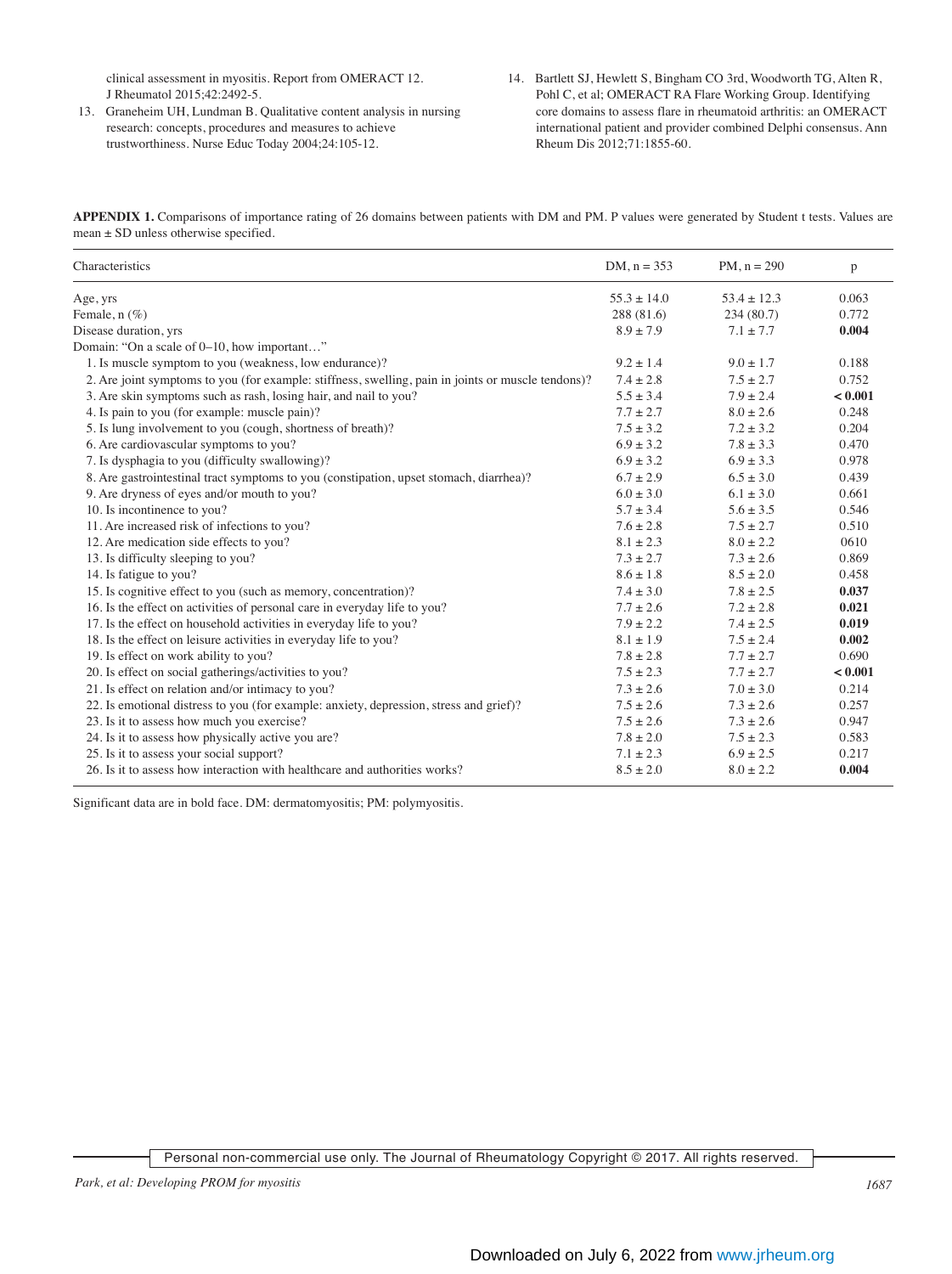clinical assessment in myositis. Report from OMERACT 12. J Rheumatol 2015;42:2492-5.

13. Graneheim UH, Lundman B. Qualitative content analysis in nursing research: concepts, procedures and measures to achieve trustworthiness. Nurse Educ Today 2004;24:105-12.

14. Bartlett SJ, Hewlett S, Bingham CO 3rd, Woodworth TG, Alten R, Pohl C, et al; OMERACT RA Flare Working Group. Identifying core domains to assess flare in rheumatoid arthritis: an OMERACT international patient and provider combined Delphi consensus. Ann Rheum Dis 2012;71:1855-60.

**APPENDIX 1.** Comparisons of importance rating of 26 domains between patients with DM and PM. P values were generated by Student t tests. Values are mean ± SD unless otherwise specified.

| Characteristics | DM, n = 353 | PM, n = 290 | p |
|---|---|---|---|
| Age, yrs | 55.3 ± 14.0 | 53.4 ± 12.3 | 0.063 |
| Female, n (%) | 288 (81.6) | 234 (80.7) | 0.772 |
| Disease duration, yrs | 8.9 ± 7.9 | 7.1 ± 7.7 | **0.004** |
| Domain: "On a scale of 0–10, how important…" | | | |
| 1. Is muscle symptom to you (weakness, low endurance)? | 9.2 ± 1.4 | 9.0 ± 1.7 | 0.188 |
| 2. Are joint symptoms to you (for example: stiffness, swelling, pain in joints or muscle tendons)? | 7.4 ± 2.8 | 7.5 ± 2.7 | 0.752 |
| 3. Are skin symptoms such as rash, losing hair, and nail to you? | 5.5 ± 3.4 | 7.9 ± 2.4 | **< 0.001** |
| 4. Is pain to you (for example: muscle pain)? | 7.7 ± 2.7 | 8.0 ± 2.6 | 0.248 |
| 5. Is lung involvement to you (cough, shortness of breath)? | 7.5 ± 3.2 | 7.2 ± 3.2 | 0.204 |
| 6. Are cardiovascular symptoms to you? | 6.9 ± 3.2 | 7.8 ± 3.3 | 0.470 |
| 7. Is dysphagia to you (difficulty swallowing)? | 6.9 ± 3.2 | 6.9 ± 3.3 | 0.978 |
| 8. Are gastrointestinal tract symptoms to you (constipation, upset stomach, diarrhea)? | 6.7 ± 2.9 | 6.5 ± 3.0 | 0.439 |
| 9. Are dryness of eyes and/or mouth to you? | 6.0 ± 3.0 | 6.1 ± 3.0 | 0.661 |
| 10. Is incontinence to you? | 5.7 ± 3.4 | 5.6 ± 3.5 | 0.546 |
| 11. Are increased risk of infections to you? | 7.6 ± 2.8 | 7.5 ± 2.7 | 0.510 |
| 12. Are medication side effects to you? | 8.1 ± 2.3 | 8.0 ± 2.2 | 0610 |
| 13. Is difficulty sleeping to you? | 7.3 ± 2.7 | 7.3 ± 2.6 | 0.869 |
| 14. Is fatigue to you? | 8.6 ± 1.8 | 8.5 ± 2.0 | 0.458 |
| 15. Is cognitive effect to you (such as memory, concentration)? | 7.4 ± 3.0 | 7.8 ± 2.5 | **0.037** |
| 16. Is the effect on activities of personal care in everyday life to you? | 7.7 ± 2.6 | 7.2 ± 2.8 | **0.021** |
| 17. Is the effect on household activities in everyday life to you? | 7.9 ± 2.2 | 7.4 ± 2.5 | **0.019** |
| 18. Is the effect on leisure activities in everyday life to you? | 8.1 ± 1.9 | 7.5 ± 2.4 | **0.002** |
| 19. Is effect on work ability to you? | 7.8 ± 2.8 | 7.7 ± 2.7 | 0.690 |
| 20. Is effect on social gatherings/activities to you? | 7.5 ± 2.3 | 7.7 ± 2.7 | **< 0.001** |
| 21. Is effect on relation and/or intimacy to you? | 7.3 ± 2.6 | 7.0 ± 3.0 | 0.214 |
| 22. Is emotional distress to you (for example: anxiety, depression, stress and grief)? | 7.5 ± 2.6 | 7.3 ± 2.6 | 0.257 |
| 23. Is it to assess how much you exercise? | 7.5 ± 2.6 | 7.3 ± 2.6 | 0.947 |
| 24. Is it to assess how physically active you are? | 7.8 ± 2.0 | 7.5 ± 2.3 | 0.583 |
| 25. Is it to assess your social support? | 7.1 ± 2.3 | 6.9 ± 2.5 | 0.217 |
| 26. Is it to assess how interaction with healthcare and authorities works? | 8.5 ± 2.0 | 8.0 ± 2.2 | **0.004** |

Significant data are in bold face. DM: dermatomyositis; PM: polymyositis.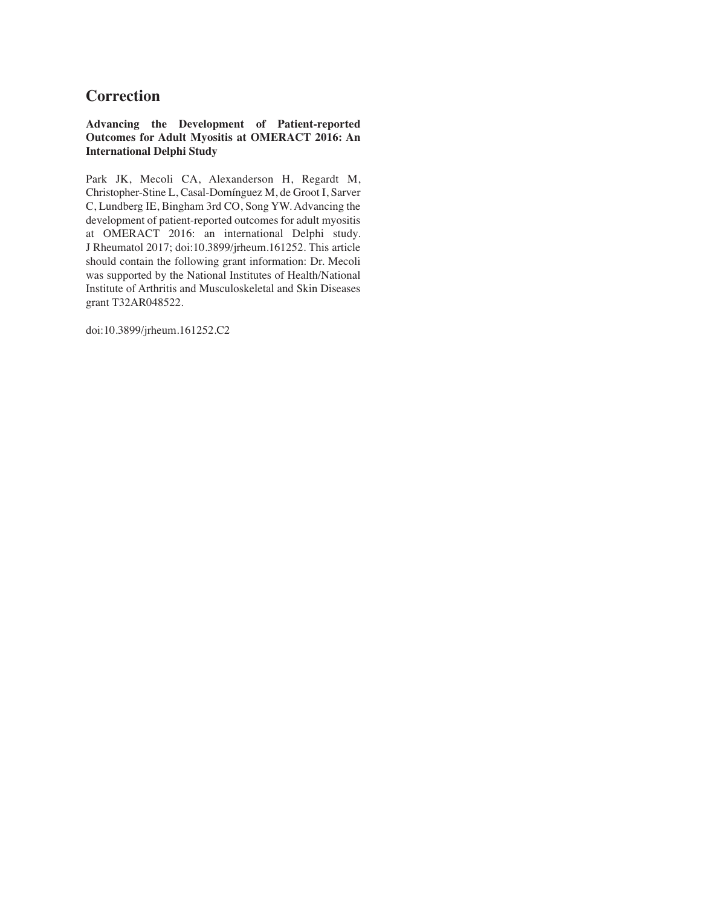# Correction

**Advancing the Development of Patient-reported Outcomes for Adult Myositis at OMERACT 2016: An International Delphi Study**

Park JK, Mecoli CA, Alexanderson H, Regardt M, Christopher-Stine L, Casal-Domínguez M, de Groot I, Sarver C, Lundberg IE, Bingham 3rd CO, Song YW. Advancing the development of patient-reported outcomes for adult myositis at OMERACT 2016: an international Delphi study. J Rheumatol 2017; doi:10.3899/jrheum.161252. This article should contain the following grant information: Dr. Mecoli was supported by the National Institutes of Health/National Institute of Arthritis and Musculoskeletal and Skin Diseases grant T32AR048522.

doi:10.3899/jrheum.161252.C2